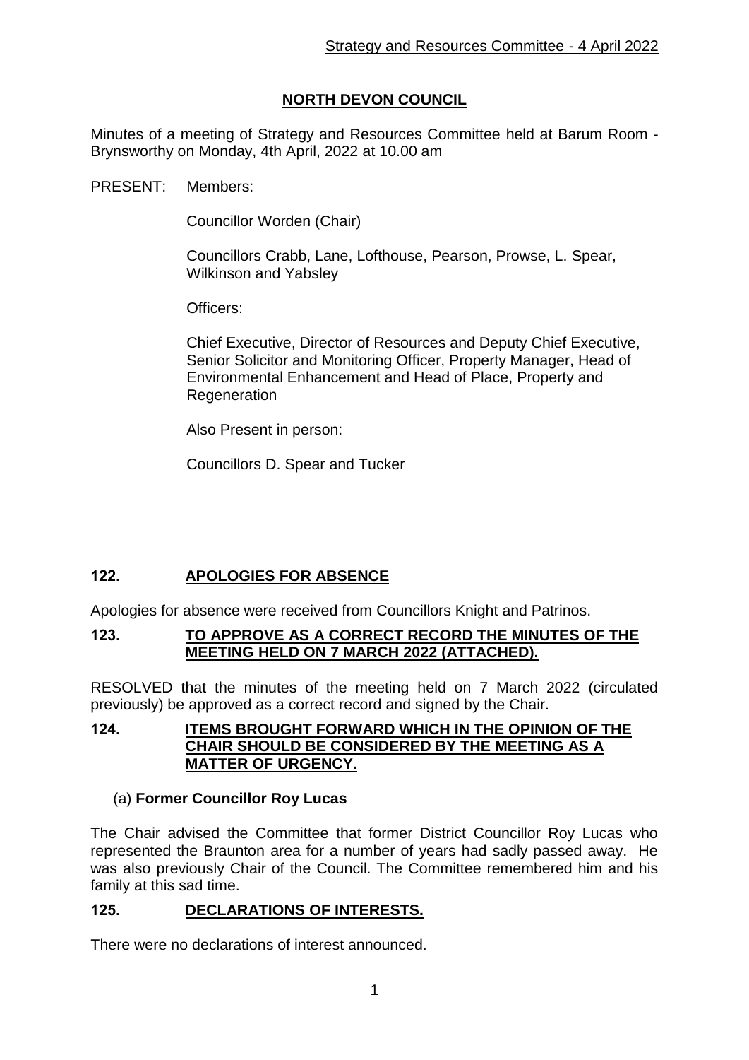# NORTH DEVON COUNCIL

Minutes of a meeting of Strategy and Resources Committee held at Barum Room - Brynsworthy on Monday, 4th April, 2022 at 10.00 am

PRESENT: Members:

Councillor Worden (Chair)

Councillors Crabb, Lane, Lofthouse, Pearson, Prowse, L. Spear, Wilkinson and Yabsley

Officers:

Chief Executive, Director of Resources and Deputy Chief Executive, Senior Solicitor and Monitoring Officer, Property Manager, Head of Environmental Enhancement and Head of Place, Property and Regeneration

Also Present in person:

Councillors D. Spear and Tucker

## 122. APOLOGIES FOR ABSENCE

Apologies for absence were received from Councillors Knight and Patrinos.

## 123. TO APPROVE AS A CORRECT RECORD THE MINUTES OF THE MEETING HELD ON 7 MARCH 2022 (ATTACHED).

RESOLVED that the minutes of the meeting held on 7 March 2022 (circulated previously) be approved as a correct record and signed by the Chair.

## 124. ITEMS BROUGHT FORWARD WHICH IN THE OPINION OF THE CHAIR SHOULD BE CONSIDERED BY THE MEETING AS A MATTER OF URGENCY.

(a) **Former Councillor Roy Lucas**

The Chair advised the Committee that former District Councillor Roy Lucas who represented the Braunton area for a number of years had sadly passed away. He was also previously Chair of the Council. The Committee remembered him and his family at this sad time.

## 125. DECLARATIONS OF INTERESTS.

There were no declarations of interest announced.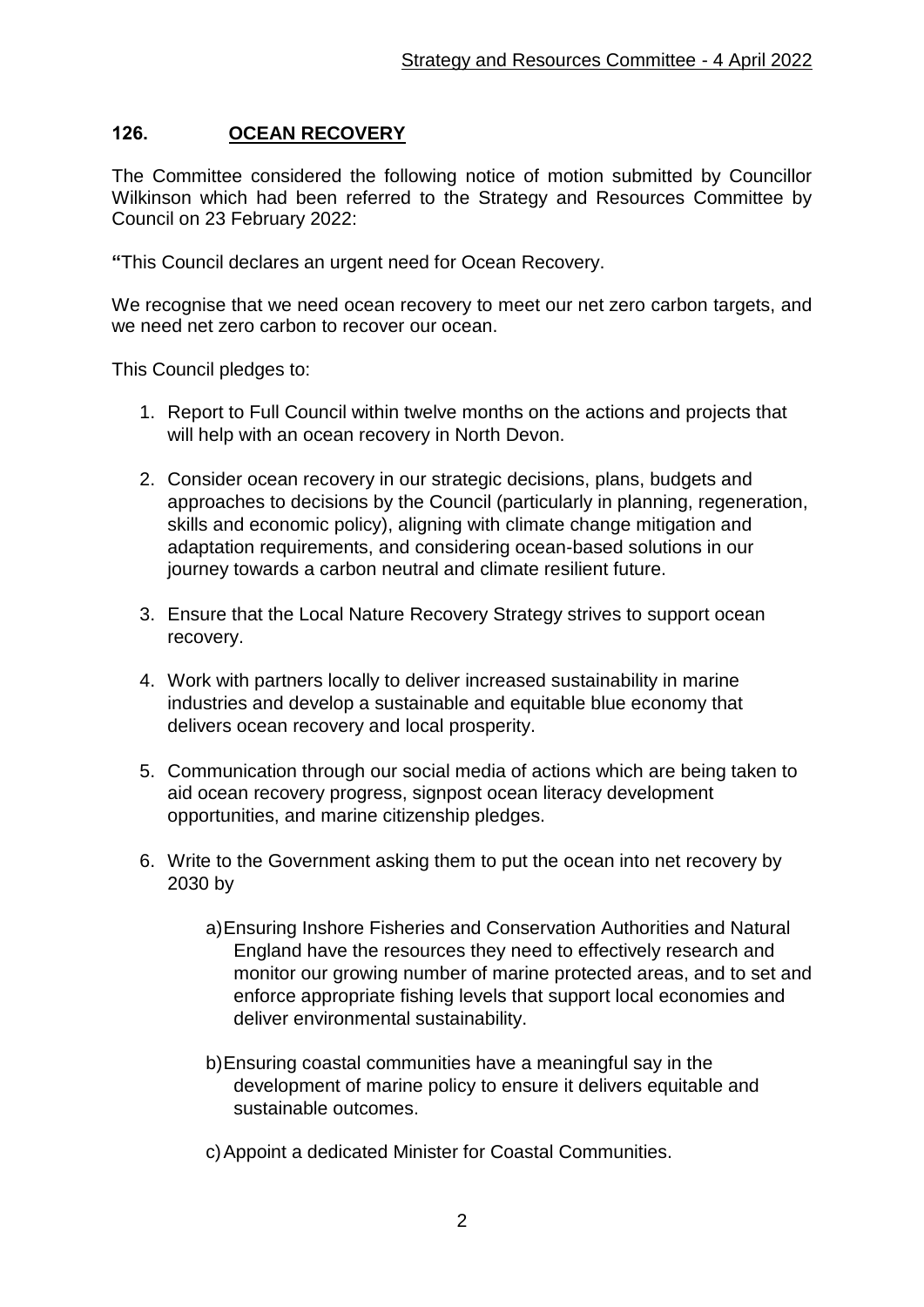## 126. OCEAN RECOVERY

The Committee considered the following notice of motion submitted by Councillor Wilkinson which had been referred to the Strategy and Resources Committee by Council on 23 February 2022:

**"**This Council declares an urgent need for Ocean Recovery.

We recognise that we need ocean recovery to meet our net zero carbon targets, and we need net zero carbon to recover our ocean.

This Council pledges to:

1. Report to Full Council within twelve months on the actions and projects that will help with an ocean recovery in North Devon.
2. Consider ocean recovery in our strategic decisions, plans, budgets and approaches to decisions by the Council (particularly in planning, regeneration, skills and economic policy), aligning with climate change mitigation and adaptation requirements, and considering ocean-based solutions in our journey towards a carbon neutral and climate resilient future.
3. Ensure that the Local Nature Recovery Strategy strives to support ocean recovery.
4. Work with partners locally to deliver increased sustainability in marine industries and develop a sustainable and equitable blue economy that delivers ocean recovery and local prosperity.
5. Communication through our social media of actions which are being taken to aid ocean recovery progress, signpost ocean literacy development opportunities, and marine citizenship pledges.
6. Write to the Government asking them to put the ocean into net recovery by 2030 by

    a) Ensuring Inshore Fisheries and Conservation Authorities and Natural England have the resources they need to effectively research and monitor our growing number of marine protected areas, and to set and enforce appropriate fishing levels that support local economies and deliver environmental sustainability.

    b) Ensuring coastal communities have a meaningful say in the development of marine policy to ensure it delivers equitable and sustainable outcomes.

    c) Appoint a dedicated Minister for Coastal Communities.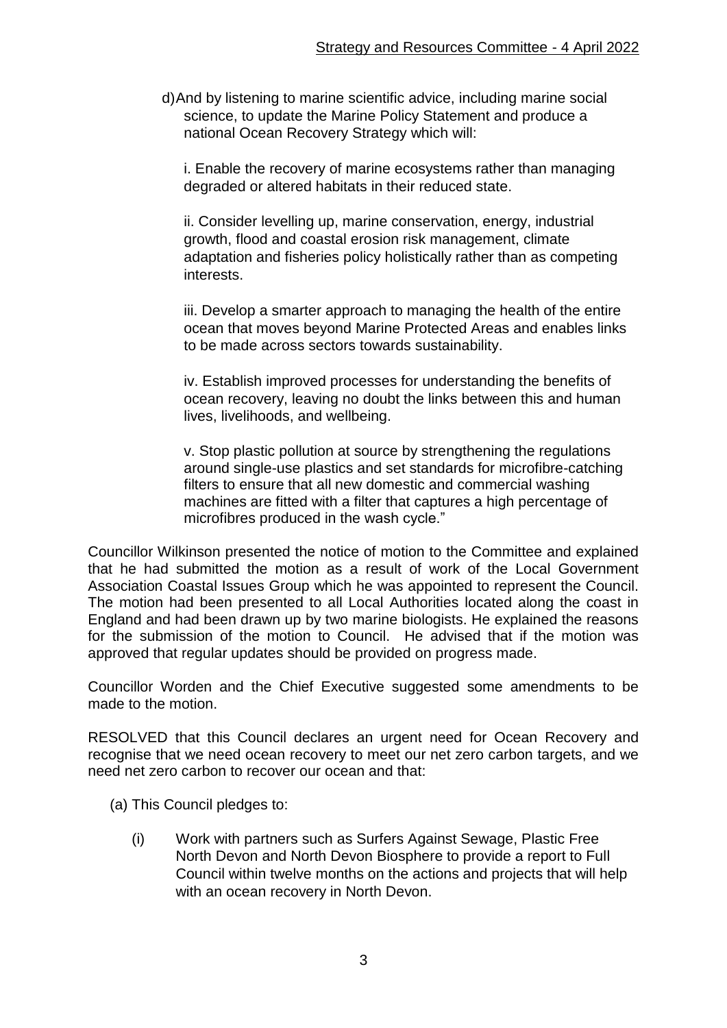d) And by listening to marine scientific advice, including marine social science, to update the Marine Policy Statement and produce a national Ocean Recovery Strategy which will:

i. Enable the recovery of marine ecosystems rather than managing degraded or altered habitats in their reduced state.

ii. Consider levelling up, marine conservation, energy, industrial growth, flood and coastal erosion risk management, climate adaptation and fisheries policy holistically rather than as competing interests.

iii. Develop a smarter approach to managing the health of the entire ocean that moves beyond Marine Protected Areas and enables links to be made across sectors towards sustainability.

iv. Establish improved processes for understanding the benefits of ocean recovery, leaving no doubt the links between this and human lives, livelihoods, and wellbeing.

v. Stop plastic pollution at source by strengthening the regulations around single-use plastics and set standards for microfibre-catching filters to ensure that all new domestic and commercial washing machines are fitted with a filter that captures a high percentage of microfibres produced in the wash cycle."

Councillor Wilkinson presented the notice of motion to the Committee and explained that he had submitted the motion as a result of work of the Local Government Association Coastal Issues Group which he was appointed to represent the Council. The motion had been presented to all Local Authorities located along the coast in England and had been drawn up by two marine biologists. He explained the reasons for the submission of the motion to Council. He advised that if the motion was approved that regular updates should be provided on progress made.

Councillor Worden and the Chief Executive suggested some amendments to be made to the motion.

RESOLVED that this Council declares an urgent need for Ocean Recovery and recognise that we need ocean recovery to meet our net zero carbon targets, and we need net zero carbon to recover our ocean and that:

(a) This Council pledges to:

(i) Work with partners such as Surfers Against Sewage, Plastic Free North Devon and North Devon Biosphere to provide a report to Full Council within twelve months on the actions and projects that will help with an ocean recovery in North Devon.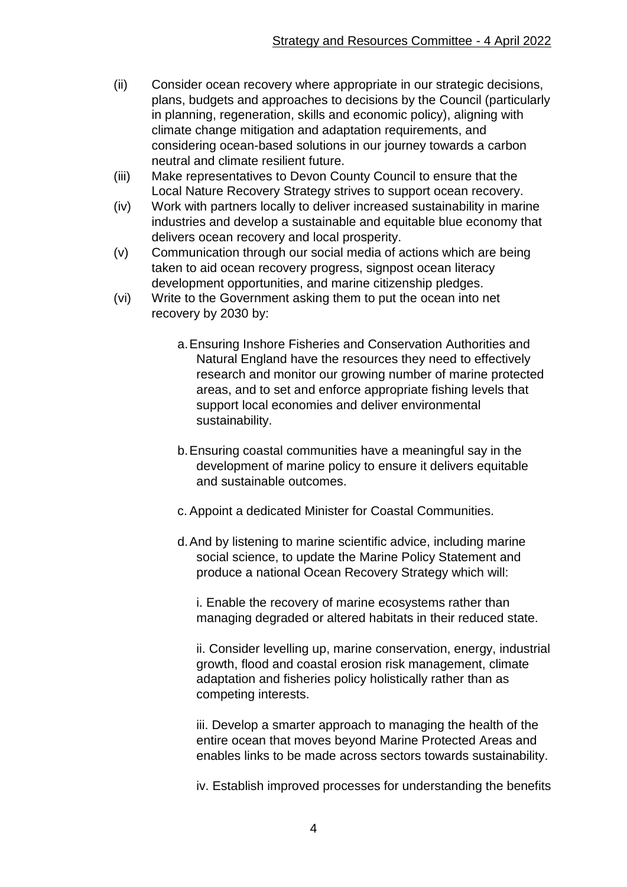(ii) Consider ocean recovery where appropriate in our strategic decisions, plans, budgets and approaches to decisions by the Council (particularly in planning, regeneration, skills and economic policy), aligning with climate change mitigation and adaptation requirements, and considering ocean-based solutions in our journey towards a carbon neutral and climate resilient future.

(iii) Make representatives to Devon County Council to ensure that the Local Nature Recovery Strategy strives to support ocean recovery.

(iv) Work with partners locally to deliver increased sustainability in marine industries and develop a sustainable and equitable blue economy that delivers ocean recovery and local prosperity.

(v) Communication through our social media of actions which are being taken to aid ocean recovery progress, signpost ocean literacy development opportunities, and marine citizenship pledges.

(vi) Write to the Government asking them to put the ocean into net recovery by 2030 by:

   a. Ensuring Inshore Fisheries and Conservation Authorities and Natural England have the resources they need to effectively research and monitor our growing number of marine protected areas, and to set and enforce appropriate fishing levels that support local economies and deliver environmental sustainability.

   b. Ensuring coastal communities have a meaningful say in the development of marine policy to ensure it delivers equitable and sustainable outcomes.

   c. Appoint a dedicated Minister for Coastal Communities.

   d. And by listening to marine scientific advice, including marine social science, to update the Marine Policy Statement and produce a national Ocean Recovery Strategy which will:

      i. Enable the recovery of marine ecosystems rather than managing degraded or altered habitats in their reduced state.

      ii. Consider levelling up, marine conservation, energy, industrial growth, flood and coastal erosion risk management, climate adaptation and fisheries policy holistically rather than as competing interests.

      iii. Develop a smarter approach to managing the health of the entire ocean that moves beyond Marine Protected Areas and enables links to be made across sectors towards sustainability.

      iv. Establish improved processes for understanding the benefits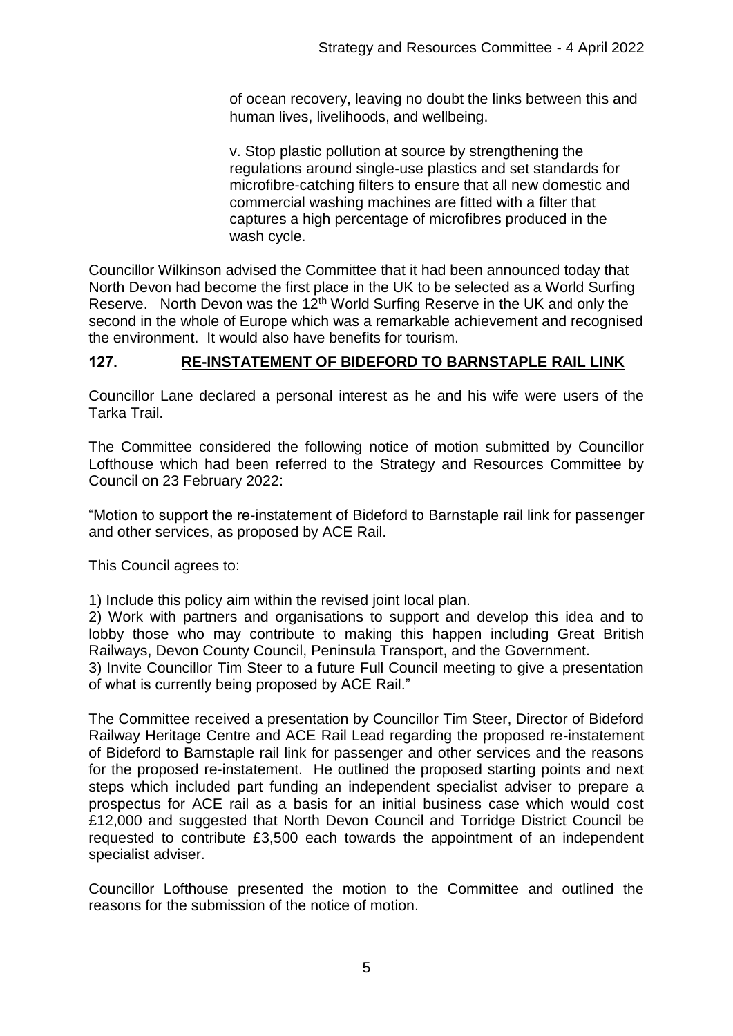of ocean recovery, leaving no doubt the links between this and human lives, livelihoods, and wellbeing.

v. Stop plastic pollution at source by strengthening the regulations around single-use plastics and set standards for microfibre-catching filters to ensure that all new domestic and commercial washing machines are fitted with a filter that captures a high percentage of microfibres produced in the wash cycle.

Councillor Wilkinson advised the Committee that it had been announced today that North Devon had become the first place in the UK to be selected as a World Surfing Reserve. North Devon was the 12th World Surfing Reserve in the UK and only the second in the whole of Europe which was a remarkable achievement and recognised the environment. It would also have benefits for tourism.

## 127. RE-INSTATEMENT OF BIDEFORD TO BARNSTAPLE RAIL LINK

Councillor Lane declared a personal interest as he and his wife were users of the Tarka Trail.

The Committee considered the following notice of motion submitted by Councillor Lofthouse which had been referred to the Strategy and Resources Committee by Council on 23 February 2022:

"Motion to support the re-instatement of Bideford to Barnstaple rail link for passenger and other services, as proposed by ACE Rail.

This Council agrees to:

1) Include this policy aim within the revised joint local plan.
2) Work with partners and organisations to support and develop this idea and to lobby those who may contribute to making this happen including Great British Railways, Devon County Council, Peninsula Transport, and the Government.
3) Invite Councillor Tim Steer to a future Full Council meeting to give a presentation of what is currently being proposed by ACE Rail."

The Committee received a presentation by Councillor Tim Steer, Director of Bideford Railway Heritage Centre and ACE Rail Lead regarding the proposed re-instatement of Bideford to Barnstaple rail link for passenger and other services and the reasons for the proposed re-instatement. He outlined the proposed starting points and next steps which included part funding an independent specialist adviser to prepare a prospectus for ACE rail as a basis for an initial business case which would cost £12,000 and suggested that North Devon Council and Torridge District Council be requested to contribute £3,500 each towards the appointment of an independent specialist adviser.

Councillor Lofthouse presented the motion to the Committee and outlined the reasons for the submission of the notice of motion.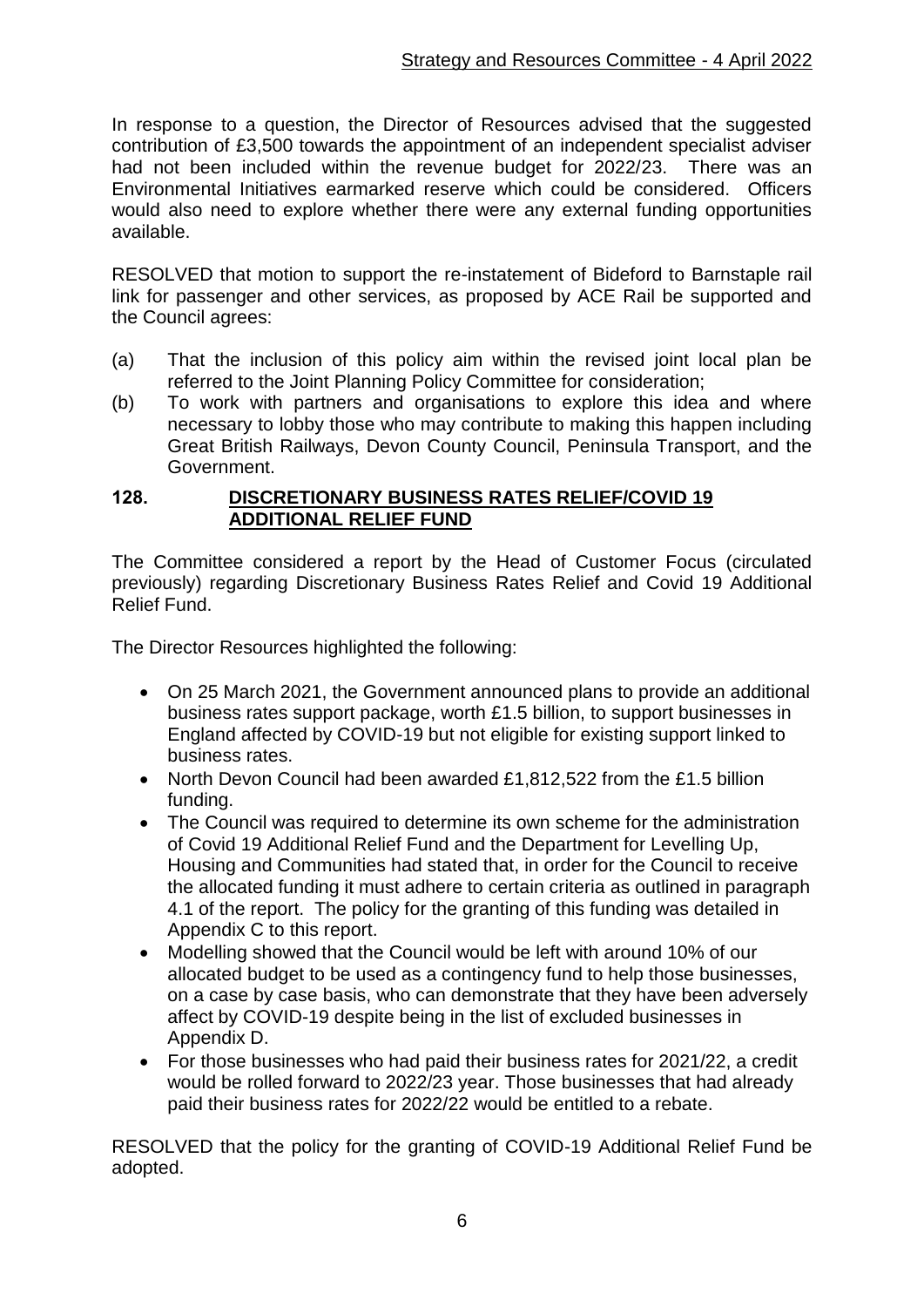In response to a question, the Director of Resources advised that the suggested contribution of £3,500 towards the appointment of an independent specialist adviser had not been included within the revenue budget for 2022/23. There was an Environmental Initiatives earmarked reserve which could be considered. Officers would also need to explore whether there were any external funding opportunities available.

RESOLVED that motion to support the re-instatement of Bideford to Barnstaple rail link for passenger and other services, as proposed by ACE Rail be supported and the Council agrees:

(a) That the inclusion of this policy aim within the revised joint local plan be referred to the Joint Planning Policy Committee for consideration;

(b) To work with partners and organisations to explore this idea and where necessary to lobby those who may contribute to making this happen including Great British Railways, Devon County Council, Peninsula Transport, and the Government.

## 128. DISCRETIONARY BUSINESS RATES RELIEF/COVID 19 ADDITIONAL RELIEF FUND

The Committee considered a report by the Head of Customer Focus (circulated previously) regarding Discretionary Business Rates Relief and Covid 19 Additional Relief Fund.

The Director Resources highlighted the following:

- On 25 March 2021, the Government announced plans to provide an additional business rates support package, worth £1.5 billion, to support businesses in England affected by COVID-19 but not eligible for existing support linked to business rates.
- North Devon Council had been awarded £1,812,522 from the £1.5 billion funding.
- The Council was required to determine its own scheme for the administration of Covid 19 Additional Relief Fund and the Department for Levelling Up, Housing and Communities had stated that, in order for the Council to receive the allocated funding it must adhere to certain criteria as outlined in paragraph 4.1 of the report. The policy for the granting of this funding was detailed in Appendix C to this report.
- Modelling showed that the Council would be left with around 10% of our allocated budget to be used as a contingency fund to help those businesses, on a case by case basis, who can demonstrate that they have been adversely affect by COVID-19 despite being in the list of excluded businesses in Appendix D.
- For those businesses who had paid their business rates for 2021/22, a credit would be rolled forward to 2022/23 year. Those businesses that had already paid their business rates for 2022/22 would be entitled to a rebate.

RESOLVED that the policy for the granting of COVID-19 Additional Relief Fund be adopted.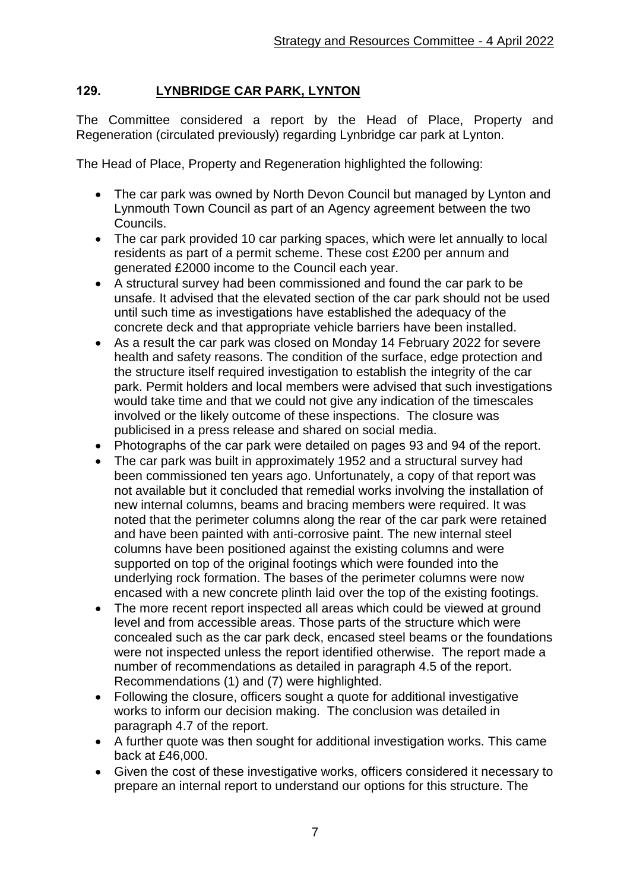## 129. LYNBRIDGE CAR PARK, LYNTON

The Committee considered a report by the Head of Place, Property and Regeneration (circulated previously) regarding Lynbridge car park at Lynton.

The Head of Place, Property and Regeneration highlighted the following:

- The car park was owned by North Devon Council but managed by Lynton and Lynmouth Town Council as part of an Agency agreement between the two Councils.
- The car park provided 10 car parking spaces, which were let annually to local residents as part of a permit scheme. These cost £200 per annum and generated £2000 income to the Council each year.
- A structural survey had been commissioned and found the car park to be unsafe. It advised that the elevated section of the car park should not be used until such time as investigations have established the adequacy of the concrete deck and that appropriate vehicle barriers have been installed.
- As a result the car park was closed on Monday 14 February 2022 for severe health and safety reasons. The condition of the surface, edge protection and the structure itself required investigation to establish the integrity of the car park. Permit holders and local members were advised that such investigations would take time and that we could not give any indication of the timescales involved or the likely outcome of these inspections. The closure was publicised in a press release and shared on social media.
- Photographs of the car park were detailed on pages 93 and 94 of the report.
- The car park was built in approximately 1952 and a structural survey had been commissioned ten years ago. Unfortunately, a copy of that report was not available but it concluded that remedial works involving the installation of new internal columns, beams and bracing members were required. It was noted that the perimeter columns along the rear of the car park were retained and have been painted with anti-corrosive paint. The new internal steel columns have been positioned against the existing columns and were supported on top of the original footings which were founded into the underlying rock formation. The bases of the perimeter columns were now encased with a new concrete plinth laid over the top of the existing footings.
- The more recent report inspected all areas which could be viewed at ground level and from accessible areas. Those parts of the structure which were concealed such as the car park deck, encased steel beams or the foundations were not inspected unless the report identified otherwise. The report made a number of recommendations as detailed in paragraph 4.5 of the report. Recommendations (1) and (7) were highlighted.
- Following the closure, officers sought a quote for additional investigative works to inform our decision making. The conclusion was detailed in paragraph 4.7 of the report.
- A further quote was then sought for additional investigation works. This came back at £46,000.
- Given the cost of these investigative works, officers considered it necessary to prepare an internal report to understand our options for this structure. The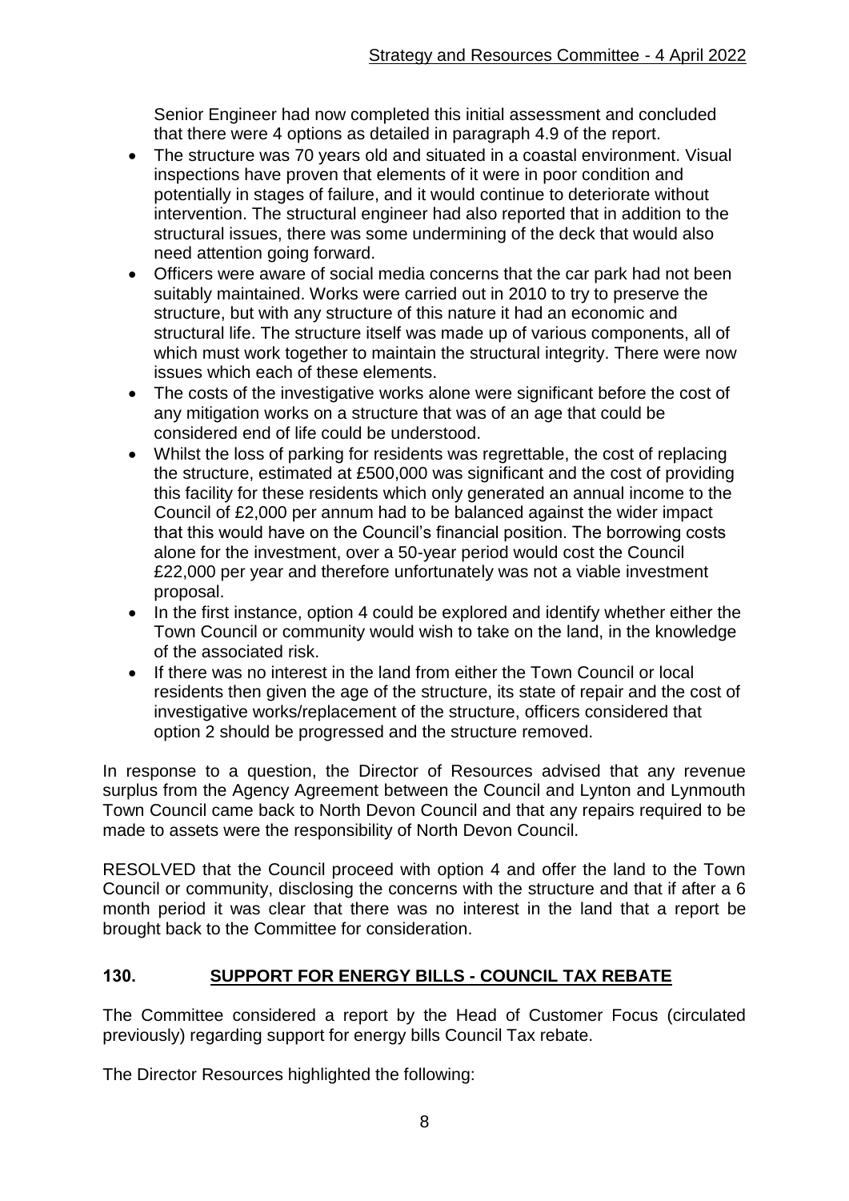Senior Engineer had now completed this initial assessment and concluded that there were 4 options as detailed in paragraph 4.9 of the report.

- The structure was 70 years old and situated in a coastal environment. Visual inspections have proven that elements of it were in poor condition and potentially in stages of failure, and it would continue to deteriorate without intervention. The structural engineer had also reported that in addition to the structural issues, there was some undermining of the deck that would also need attention going forward.
- Officers were aware of social media concerns that the car park had not been suitably maintained. Works were carried out in 2010 to try to preserve the structure, but with any structure of this nature it had an economic and structural life. The structure itself was made up of various components, all of which must work together to maintain the structural integrity. There were now issues which each of these elements.
- The costs of the investigative works alone were significant before the cost of any mitigation works on a structure that was of an age that could be considered end of life could be understood.
- Whilst the loss of parking for residents was regrettable, the cost of replacing the structure, estimated at £500,000 was significant and the cost of providing this facility for these residents which only generated an annual income to the Council of £2,000 per annum had to be balanced against the wider impact that this would have on the Council's financial position. The borrowing costs alone for the investment, over a 50-year period would cost the Council £22,000 per year and therefore unfortunately was not a viable investment proposal.
- In the first instance, option 4 could be explored and identify whether either the Town Council or community would wish to take on the land, in the knowledge of the associated risk.
- If there was no interest in the land from either the Town Council or local residents then given the age of the structure, its state of repair and the cost of investigative works/replacement of the structure, officers considered that option 2 should be progressed and the structure removed.

In response to a question, the Director of Resources advised that any revenue surplus from the Agency Agreement between the Council and Lynton and Lynmouth Town Council came back to North Devon Council and that any repairs required to be made to assets were the responsibility of North Devon Council.

RESOLVED that the Council proceed with option 4 and offer the land to the Town Council or community, disclosing the concerns with the structure and that if after a 6 month period it was clear that there was no interest in the land that a report be brought back to the Committee for consideration.

## 130. SUPPORT FOR ENERGY BILLS - COUNCIL TAX REBATE

The Committee considered a report by the Head of Customer Focus (circulated previously) regarding support for energy bills Council Tax rebate.

The Director Resources highlighted the following: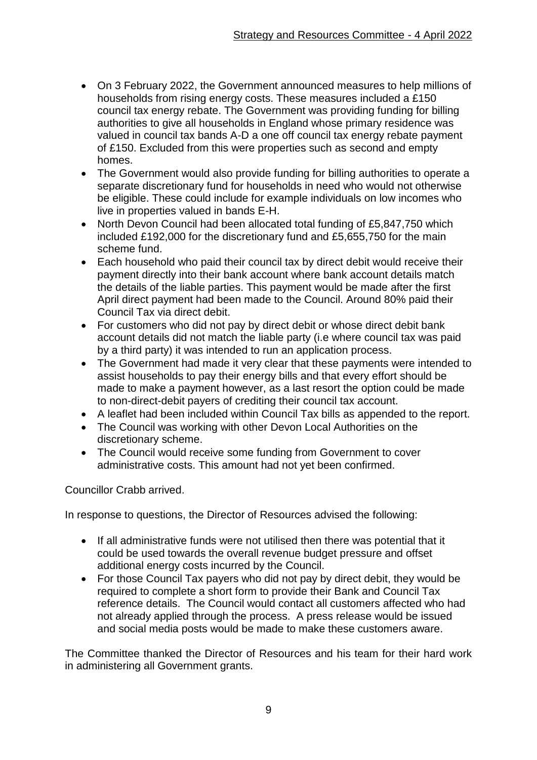- On 3 February 2022, the Government announced measures to help millions of households from rising energy costs. These measures included a £150 council tax energy rebate. The Government was providing funding for billing authorities to give all households in England whose primary residence was valued in council tax bands A-D a one off council tax energy rebate payment of £150. Excluded from this were properties such as second and empty homes.
- The Government would also provide funding for billing authorities to operate a separate discretionary fund for households in need who would not otherwise be eligible. These could include for example individuals on low incomes who live in properties valued in bands E-H.
- North Devon Council had been allocated total funding of £5,847,750 which included £192,000 for the discretionary fund and £5,655,750 for the main scheme fund.
- Each household who paid their council tax by direct debit would receive their payment directly into their bank account where bank account details match the details of the liable parties. This payment would be made after the first April direct payment had been made to the Council. Around 80% paid their Council Tax via direct debit.
- For customers who did not pay by direct debit or whose direct debit bank account details did not match the liable party (i.e where council tax was paid by a third party) it was intended to run an application process.
- The Government had made it very clear that these payments were intended to assist households to pay their energy bills and that every effort should be made to make a payment however, as a last resort the option could be made to non-direct-debit payers of crediting their council tax account.
- A leaflet had been included within Council Tax bills as appended to the report.
- The Council was working with other Devon Local Authorities on the discretionary scheme.
- The Council would receive some funding from Government to cover administrative costs. This amount had not yet been confirmed.

Councillor Crabb arrived.

In response to questions, the Director of Resources advised the following:

- If all administrative funds were not utilised then there was potential that it could be used towards the overall revenue budget pressure and offset additional energy costs incurred by the Council.
- For those Council Tax payers who did not pay by direct debit, they would be required to complete a short form to provide their Bank and Council Tax reference details. The Council would contact all customers affected who had not already applied through the process. A press release would be issued and social media posts would be made to make these customers aware.

The Committee thanked the Director of Resources and his team for their hard work in administering all Government grants.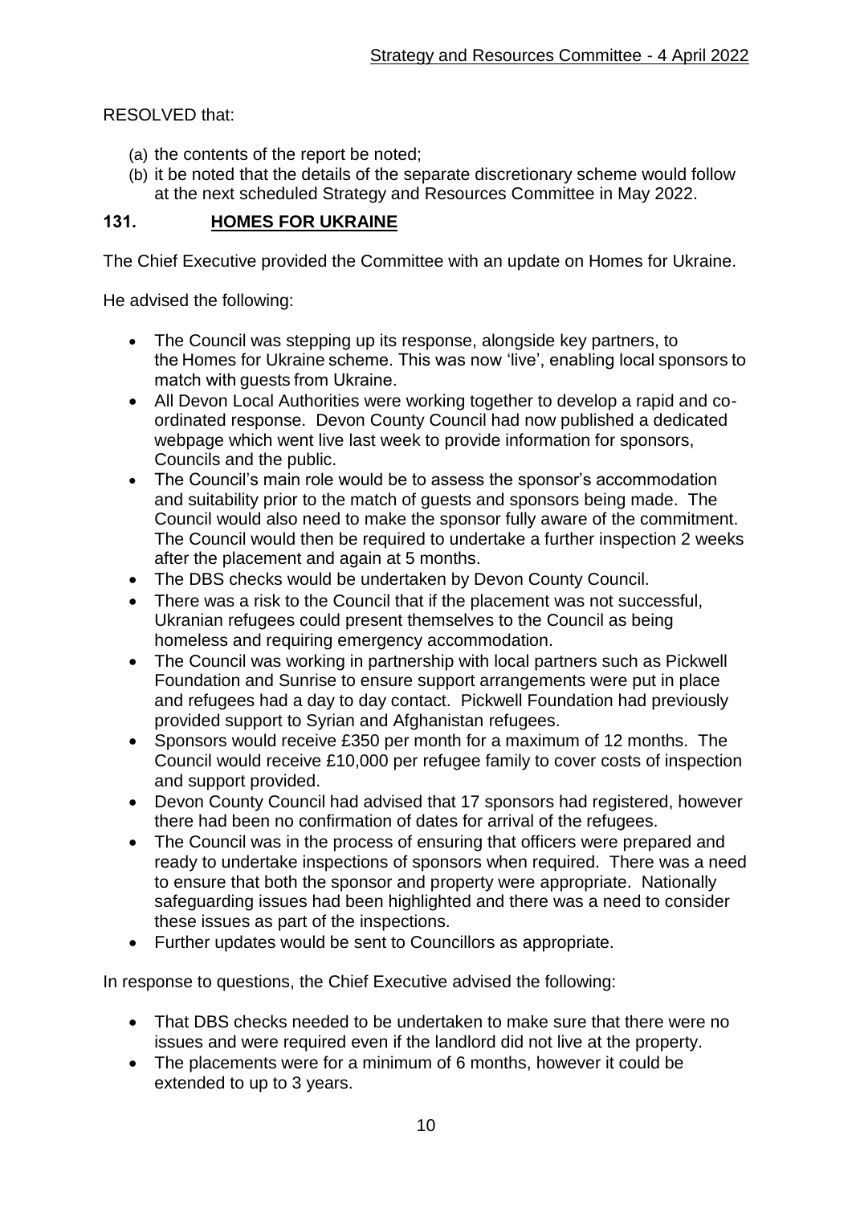RESOLVED that:

(a) the contents of the report be noted;
(b) it be noted that the details of the separate discretionary scheme would follow at the next scheduled Strategy and Resources Committee in May 2022.

## 131. HOMES FOR UKRAINE

The Chief Executive provided the Committee with an update on Homes for Ukraine.

He advised the following:

- The Council was stepping up its response, alongside key partners, to the Homes for Ukraine scheme. This was now 'live', enabling local sponsors to match with guests from Ukraine.
- All Devon Local Authorities were working together to develop a rapid and co-ordinated response. Devon County Council had now published a dedicated webpage which went live last week to provide information for sponsors, Councils and the public.
- The Council's main role would be to assess the sponsor's accommodation and suitability prior to the match of guests and sponsors being made. The Council would also need to make the sponsor fully aware of the commitment. The Council would then be required to undertake a further inspection 2 weeks after the placement and again at 5 months.
- The DBS checks would be undertaken by Devon County Council.
- There was a risk to the Council that if the placement was not successful, Ukranian refugees could present themselves to the Council as being homeless and requiring emergency accommodation.
- The Council was working in partnership with local partners such as Pickwell Foundation and Sunrise to ensure support arrangements were put in place and refugees had a day to day contact. Pickwell Foundation had previously provided support to Syrian and Afghanistan refugees.
- Sponsors would receive £350 per month for a maximum of 12 months. The Council would receive £10,000 per refugee family to cover costs of inspection and support provided.
- Devon County Council had advised that 17 sponsors had registered, however there had been no confirmation of dates for arrival of the refugees.
- The Council was in the process of ensuring that officers were prepared and ready to undertake inspections of sponsors when required. There was a need to ensure that both the sponsor and property were appropriate. Nationally safeguarding issues had been highlighted and there was a need to consider these issues as part of the inspections.
- Further updates would be sent to Councillors as appropriate.

In response to questions, the Chief Executive advised the following:

- That DBS checks needed to be undertaken to make sure that there were no issues and were required even if the landlord did not live at the property.
- The placements were for a minimum of 6 months, however it could be extended to up to 3 years.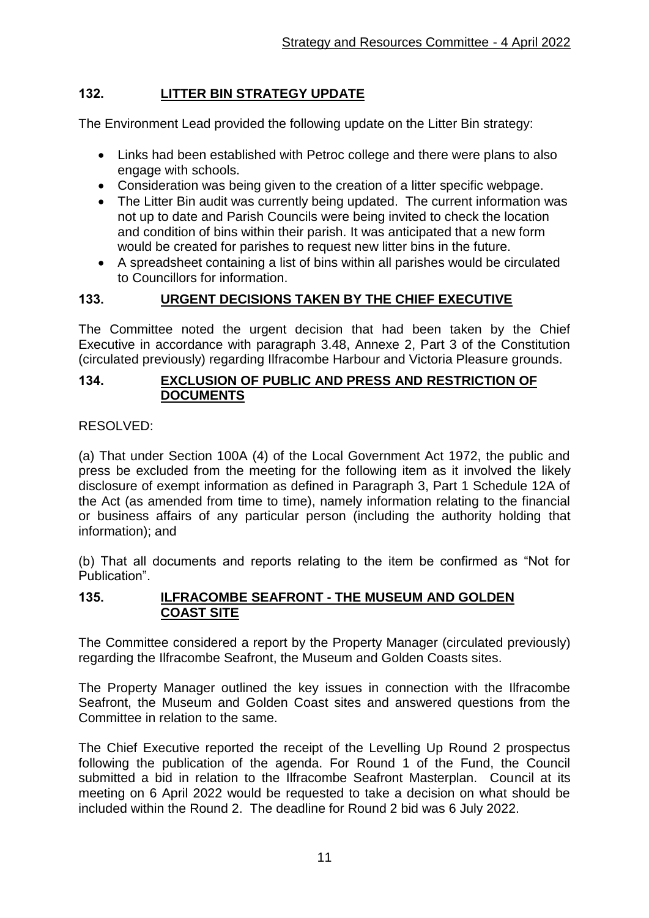## 132. LITTER BIN STRATEGY UPDATE

The Environment Lead provided the following update on the Litter Bin strategy:

- Links had been established with Petroc college and there were plans to also engage with schools.
- Consideration was being given to the creation of a litter specific webpage.
- The Litter Bin audit was currently being updated. The current information was not up to date and Parish Councils were being invited to check the location and condition of bins within their parish. It was anticipated that a new form would be created for parishes to request new litter bins in the future.
- A spreadsheet containing a list of bins within all parishes would be circulated to Councillors for information.

## 133. URGENT DECISIONS TAKEN BY THE CHIEF EXECUTIVE

The Committee noted the urgent decision that had been taken by the Chief Executive in accordance with paragraph 3.48, Annexe 2, Part 3 of the Constitution (circulated previously) regarding Ilfracombe Harbour and Victoria Pleasure grounds.

## 134. EXCLUSION OF PUBLIC AND PRESS AND RESTRICTION OF DOCUMENTS

RESOLVED:

(a) That under Section 100A (4) of the Local Government Act 1972, the public and press be excluded from the meeting for the following item as it involved the likely disclosure of exempt information as defined in Paragraph 3, Part 1 Schedule 12A of the Act (as amended from time to time), namely information relating to the financial or business affairs of any particular person (including the authority holding that information); and

(b) That all documents and reports relating to the item be confirmed as "Not for Publication".

## 135. ILFRACOMBE SEAFRONT - THE MUSEUM AND GOLDEN COAST SITE

The Committee considered a report by the Property Manager (circulated previously) regarding the Ilfracombe Seafront, the Museum and Golden Coasts sites.

The Property Manager outlined the key issues in connection with the Ilfracombe Seafront, the Museum and Golden Coast sites and answered questions from the Committee in relation to the same.

The Chief Executive reported the receipt of the Levelling Up Round 2 prospectus following the publication of the agenda. For Round 1 of the Fund, the Council submitted a bid in relation to the Ilfracombe Seafront Masterplan. Council at its meeting on 6 April 2022 would be requested to take a decision on what should be included within the Round 2. The deadline for Round 2 bid was 6 July 2022.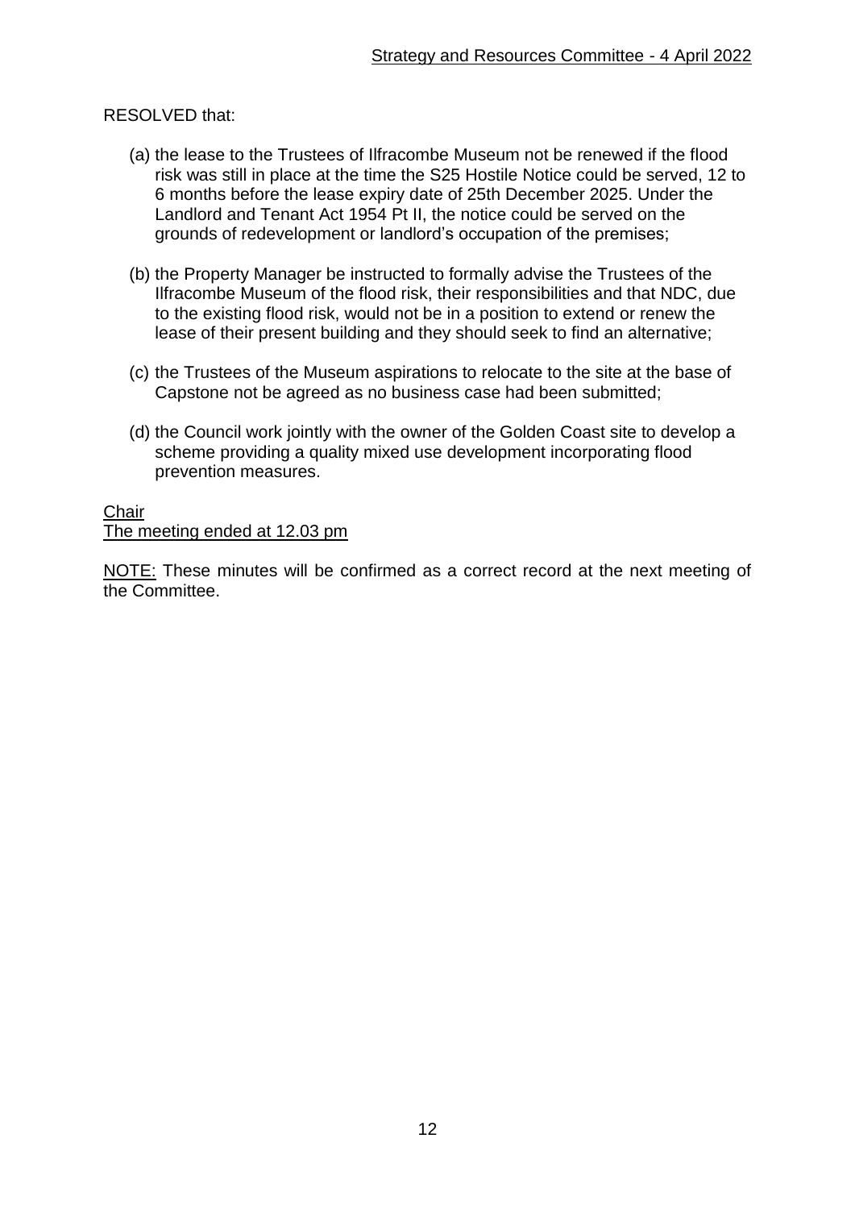RESOLVED that:

(a) the lease to the Trustees of Ilfracombe Museum not be renewed if the flood risk was still in place at the time the S25 Hostile Notice could be served, 12 to 6 months before the lease expiry date of 25th December 2025. Under the Landlord and Tenant Act 1954 Pt II, the notice could be served on the grounds of redevelopment or landlord's occupation of the premises;

(b) the Property Manager be instructed to formally advise the Trustees of the Ilfracombe Museum of the flood risk, their responsibilities and that NDC, due to the existing flood risk, would not be in a position to extend or renew the lease of their present building and they should seek to find an alternative;

(c) the Trustees of the Museum aspirations to relocate to the site at the base of Capstone not be agreed as no business case had been submitted;

(d) the Council work jointly with the owner of the Golden Coast site to develop a scheme providing a quality mixed use development incorporating flood prevention measures.

Chair
The meeting ended at 12.03 pm

NOTE: These minutes will be confirmed as a correct record at the next meeting of the Committee.